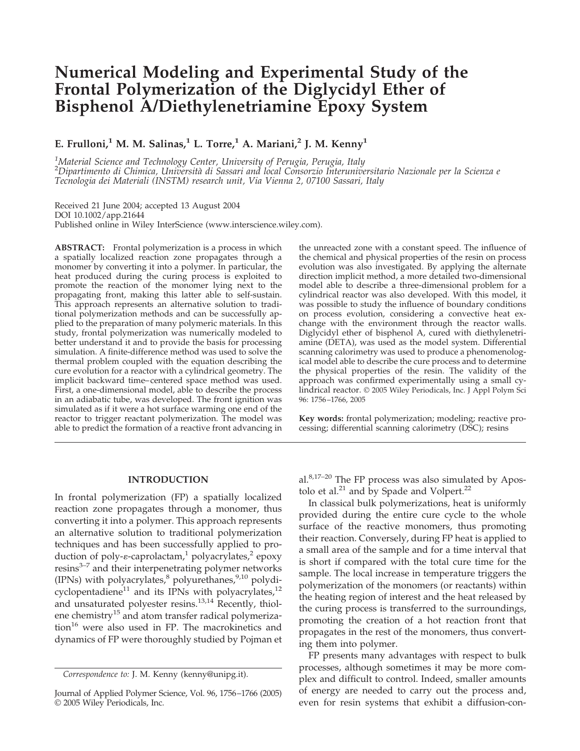# Numerical Modeling and Experimental Study of the Frontal Polymerization of the Diglycidyl Ether of Bisphenol A/Diethylenetriamine Epoxy System

**E. Frulloni,[1] M. M. Salinas,[1] L. Torre,[1] A. Mariani,[2] J. M. Kenny[1]**

[1] *Material Science and Technology Center, University of Perugia, Perugia, Italy*
[2] *Dipartimento di Chimica, Università di Sassari and local Consorzio Interuniversitario Nazionale per la Scienza e Tecnologia dei Materiali (INSTM) research unit, Via Vienna 2, 07100 Sassari, Italy*

Received 21 June 2004; accepted 13 August 2004
DOI 10.1002/app.21644
Published online in Wiley InterScience (www.interscience.wiley.com).

**ABSTRACT:** Frontal polymerization is a process in which a spatially localized reaction zone propagates through a monomer by converting it into a polymer. In particular, the heat produced during the curing process is exploited to promote the reaction of the monomer lying next to the propagating front, making this latter able to self-sustain. This approach represents an alternative solution to traditional polymerization methods and can be successfully applied to the preparation of many polymeric materials. In this study, frontal polymerization was numerically modeled to better understand it and to provide the basis for processing simulation. A finite-difference method was used to solve the thermal problem coupled with the equation describing the cure evolution for a reactor with a cylindrical geometry. The implicit backward time–centered space method was used. First, a one-dimensional model, able to describe the process in an adiabatic tube, was developed. The front ignition was simulated as if it were a hot surface warming one end of the reactor to trigger reactant polymerization. The model was able to predict the formation of a reactive front advancing in the unreacted zone with a constant speed. The influence of the chemical and physical properties of the resin on process evolution was also investigated. By applying the alternate direction implicit method, a more detailed two-dimensional model able to describe a three-dimensional problem for a cylindrical reactor was also developed. With this model, it was possible to study the influence of boundary conditions on process evolution, considering a convective heat exchange with the environment through the reactor walls. Diglycidyl ether of bisphenol A, cured with diethylenetriamine (DETA), was used as the model system. Differential scanning calorimetry was used to produce a phenomenological model able to describe the cure process and to determine the physical properties of the resin. The validity of the approach was confirmed experimentally using a small cylindrical reactor. © 2005 Wiley Periodicals, Inc. J Appl Polym Sci 96: 1756–1766, 2005

**Key words:** frontal polymerization; modeling; reactive processing; differential scanning calorimetry (DSC); resins

## INTRODUCTION

In frontal polymerization (FP) a spatially localized reaction zone propagates through a monomer, thus converting it into a polymer. This approach represents an alternative solution to traditional polymerization techniques and has been successfully applied to production of poly-ε-caprolactam,[1] polyacrylates,[2] epoxy resins[3–7] and their interpenetrating polymer networks (IPNs) with polyacrylates,[8] polyurethanes,[9,10] polydicyclopentadiene[11] and its IPNs with polyacrylates,[12] and unsaturated polyester resins.[13,14] Recently, thiol-ene chemistry[15] and atom transfer radical polymerization[16] were also used in FP. The macrokinetics and dynamics of FP were thoroughly studied by Pojman et al.[8,17–20] The FP process was also simulated by Apostolo et al.[21] and by Spade and Volpert.[22]

In classical bulk polymerizations, heat is uniformly provided during the entire cure cycle to the whole surface of the reactive monomers, thus promoting their reaction. Conversely, during FP heat is applied to a small area of the sample and for a time interval that is short if compared with the total cure time for the sample. The local increase in temperature triggers the polymerization of the monomers (or reactants) within the heating region of interest and the heat released by the curing process is transferred to the surroundings, promoting the creation of a hot reaction front that propagates in the rest of the monomers, thus converting them into polymer.

FP presents many advantages with respect to bulk processes, although sometimes it may be more complex and difficult to control. Indeed, smaller amounts of energy are needed to carry out the process and, even for resin systems that exhibit a diffusion-con-

*Correspondence to:* J. M. Kenny (kenny@unipg.it).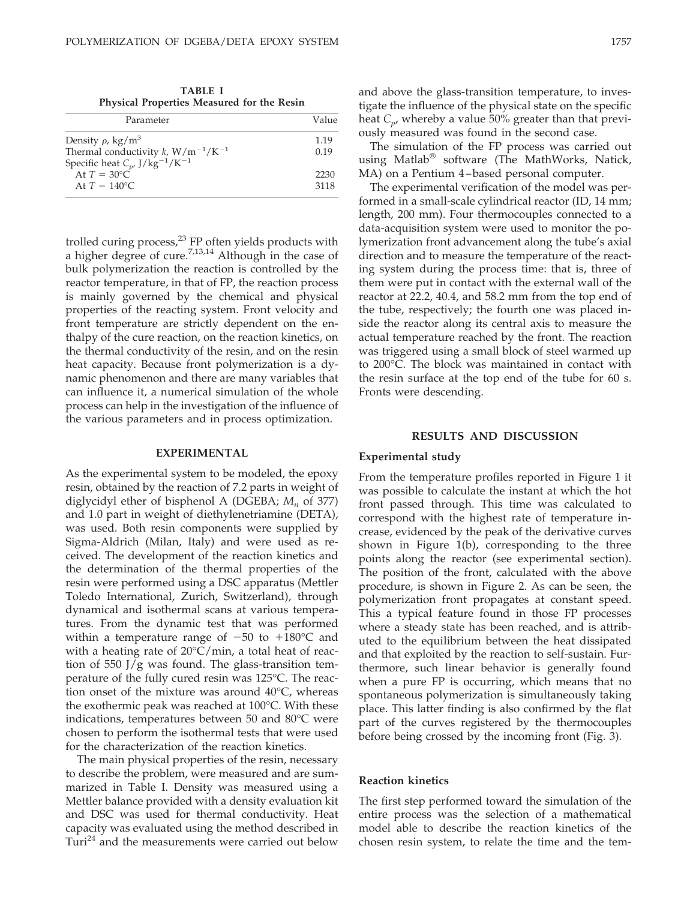**TABLE I**
**Physical Properties Measured for the Resin**

| Parameter | Value |
|---|---|
| Density $\rho$, kg/m$^3$ | 1.19 |
| Thermal conductivity $k$, W/m$^{-1}$/K$^{-1}$ | 0.19 |
| Specific heat $C_p$, J/kg$^{-1}$/K$^{-1}$ | |
| At $T$ = 30°C | 2230 |
| At $T$ = 140°C | 3118 |

trolled curing process,[23] FP often yields products with a higher degree of cure.[7,13,14] Although in the case of bulk polymerization the reaction is controlled by the reactor temperature, in that of FP, the reaction process is mainly governed by the chemical and physical properties of the reacting system. Front velocity and front temperature are strictly dependent on the enthalpy of the cure reaction, on the reaction kinetics, on the thermal conductivity of the resin, and on the resin heat capacity. Because front polymerization is a dynamic phenomenon and there are many variables that can influence it, a numerical simulation of the whole process can help in the investigation of the influence of the various parameters and in process optimization.

## EXPERIMENTAL

As the experimental system to be modeled, the epoxy resin, obtained by the reaction of 7.2 parts in weight of diglycidyl ether of bisphenol A (DGEBA; $M_n$ of 377) and 1.0 part in weight of diethylenetriamine (DETA), was used. Both resin components were supplied by Sigma-Aldrich (Milan, Italy) and were used as received. The development of the reaction kinetics and the determination of the thermal properties of the resin were performed using a DSC apparatus (Mettler Toledo International, Zurich, Switzerland), through dynamical and isothermal scans at various temperatures. From the dynamic test that was performed within a temperature range of −50 to +180°C and with a heating rate of 20°C/min, a total heat of reaction of 550 J/g was found. The glass-transition temperature of the fully cured resin was 125°C. The reaction onset of the mixture was around 40°C, whereas the exothermic peak was reached at 100°C. With these indications, temperatures between 50 and 80°C were chosen to perform the isothermal tests that were used for the characterization of the reaction kinetics.

The main physical properties of the resin, necessary to describe the problem, were measured and are summarized in Table I. Density was measured using a Mettler balance provided with a density evaluation kit and DSC was used for thermal conductivity. Heat capacity was evaluated using the method described in Turi[24] and the measurements were carried out below and above the glass-transition temperature, to investigate the influence of the physical state on the specific heat $C_p$, whereby a value 50% greater than that previously measured was found in the second case.

The simulation of the FP process was carried out using Matlab® software (The MathWorks, Natick, MA) on a Pentium 4–based personal computer.

The experimental verification of the model was performed in a small-scale cylindrical reactor (ID, 14 mm; length, 200 mm). Four thermocouples connected to a data-acquisition system were used to monitor the polymerization front advancement along the tube's axial direction and to measure the temperature of the reacting system during the process time: that is, three of them were put in contact with the external wall of the reactor at 22.2, 40.4, and 58.2 mm from the top end of the tube, respectively; the fourth one was placed inside the reactor along its central axis to measure the actual temperature reached by the front. The reaction was triggered using a small block of steel warmed up to 200°C. The block was maintained in contact with the resin surface at the top end of the tube for 60 s. Fronts were descending.

## RESULTS AND DISCUSSION

### Experimental study

From the temperature profiles reported in Figure 1 it was possible to calculate the instant at which the hot front passed through. This time was calculated to correspond with the highest rate of temperature increase, evidenced by the peak of the derivative curves shown in Figure 1(b), corresponding to the three points along the reactor (see experimental section). The position of the front, calculated with the above procedure, is shown in Figure 2. As can be seen, the polymerization front propagates at constant speed. This a typical feature found in those FP processes where a steady state has been reached, and is attributed to the equilibrium between the heat dissipated and that exploited by the reaction to self-sustain. Furthermore, such linear behavior is generally found when a pure FP is occurring, which means that no spontaneous polymerization is simultaneously taking place. This latter finding is also confirmed by the flat part of the curves registered by the thermocouples before being crossed by the incoming front (Fig. 3).

### Reaction kinetics

The first step performed toward the simulation of the entire process was the selection of a mathematical model able to describe the reaction kinetics of the chosen resin system, to relate the time and the tem-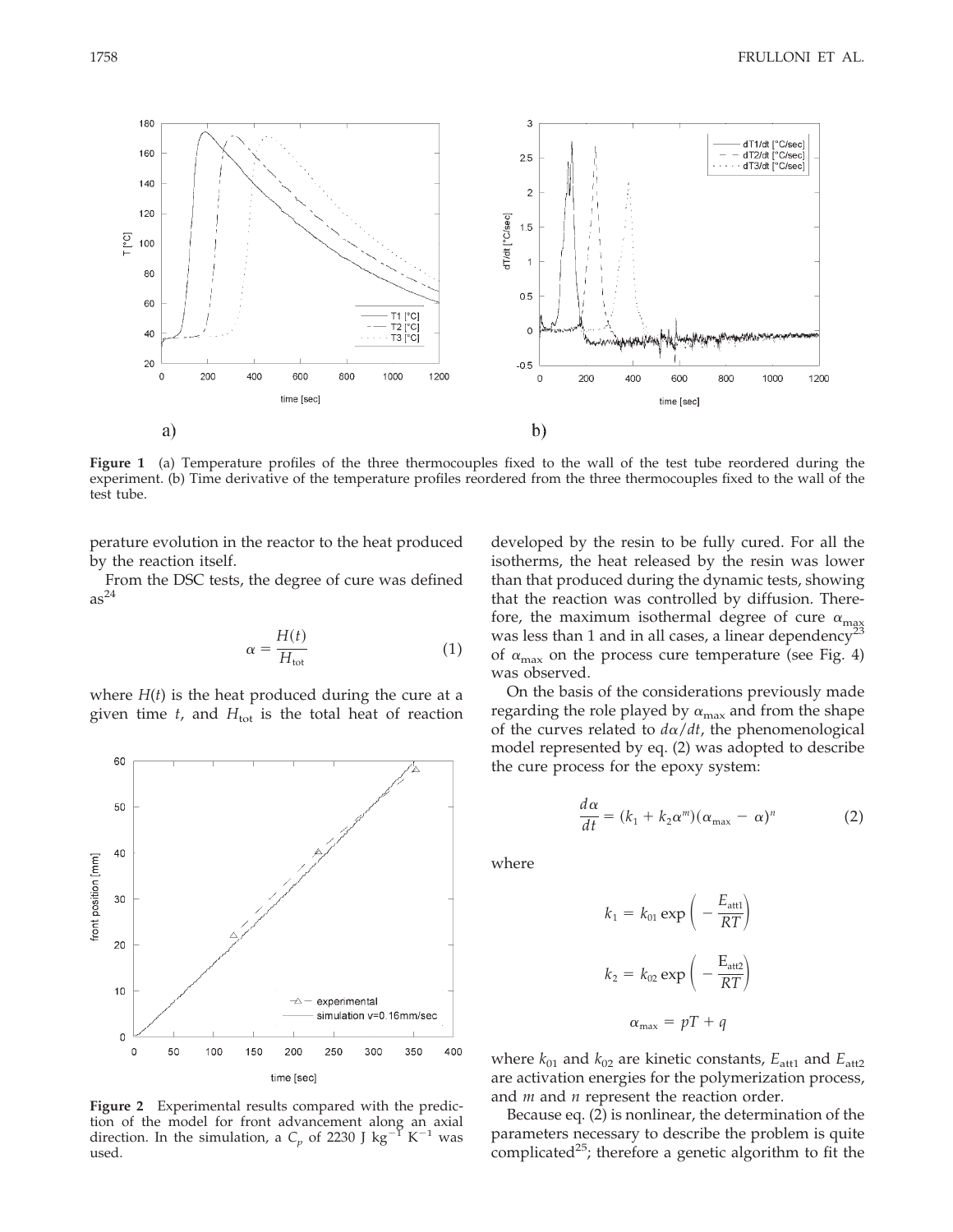**Figure 1** (a) Temperature profiles of the three thermocouples fixed to the wall of the test tube reordered during the experiment. (b) Time derivative of the temperature profiles reordered from the three thermocouples fixed to the wall of the test tube.

perature evolution in the reactor to the heat produced by the reaction itself.

From the DSC tests, the degree of cure was defined as[24]

$$\alpha = \frac{H(t)}{H_{\text{tot}}} \tag{1}$$

where $H(t)$ is the heat produced during the cure at a given time $t$, and $H_{\text{tot}}$ is the total heat of reaction developed by the resin to be fully cured. For all the isotherms, the heat released by the resin was lower than that produced during the dynamic tests, showing that the reaction was controlled by diffusion. Therefore, the maximum isothermal degree of cure $\alpha_{\max}$ was less than 1 and in all cases, a linear dependency[23] of $\alpha_{\max}$ on the process cure temperature (see Fig. 4) was observed.

**Figure 2** Experimental results compared with the prediction of the model for front advancement along an axial direction. In the simulation, a $C_p$ of 2230 J kg$^{-1}$ K$^{-1}$ was used.

On the basis of the considerations previously made regarding the role played by $\alpha_{\max}$ and from the shape of the curves related to $d\alpha/dt$, the phenomenological model represented by eq. (2) was adopted to describe the cure process for the epoxy system:

$$\frac{d\alpha}{dt} = (k_1 + k_2\alpha^m)(\alpha_{\max} - \alpha)^n \tag{2}$$

where

$$k_1 = k_{01} \exp\left(-\frac{E_{\text{att1}}}{RT}\right)$$

$$k_2 = k_{02} \exp\left(-\frac{E_{\text{att2}}}{RT}\right)$$

$$\alpha_{\max} = pT + q$$

where $k_{01}$ and $k_{02}$ are kinetic constants, $E_{\text{att1}}$ and $E_{\text{att2}}$ are activation energies for the polymerization process, and $m$ and $n$ represent the reaction order.

Because eq. (2) is nonlinear, the determination of the parameters necessary to describe the problem is quite complicated[25]; therefore a genetic algorithm to fit the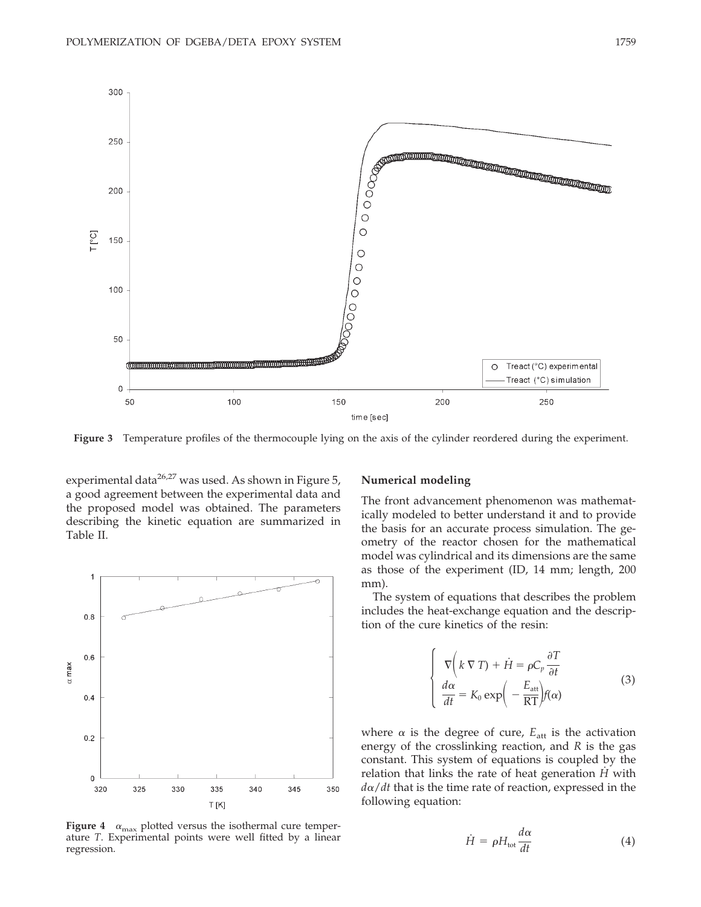Figure 3 Temperature profiles of the thermocouple lying on the axis of the cylinder reordered during the experiment.

experimental data[26,27] was used. As shown in Figure 5, a good agreement between the experimental data and the proposed model was obtained. The parameters describing the kinetic equation are summarized in Table II.

Figure 4 $\alpha_{max}$ plotted versus the isothermal cure temperature $T$. Experimental points were well fitted by a linear regression.

### Numerical modeling

The front advancement phenomenon was mathematically modeled to better understand it and to provide the basis for an accurate process simulation. The geometry of the reactor chosen for the mathematical model was cylindrical and its dimensions are the same as those of the experiment (ID, 14 mm; length, 200 mm).

The system of equations that describes the problem includes the heat-exchange equation and the description of the cure kinetics of the resin:

$$\begin{cases} \nabla\left(k \nabla T\right) + \dot{H} = \rho C_p \dfrac{\partial T}{\partial t} \\ \dfrac{d\alpha}{dt} = K_0 \exp\left(-\dfrac{E_{\text{att}}}{\text{RT}}\right) f(\alpha) \end{cases} \tag{3}$$

where $\alpha$ is the degree of cure, $E_{\text{att}}$ is the activation energy of the crosslinking reaction, and $R$ is the gas constant. This system of equations is coupled by the relation that links the rate of heat generation $\dot{H}$ with $d\alpha/dt$ that is the time rate of reaction, expressed in the following equation:

$$\dot{H} = \rho H_{\text{tot}} \frac{d\alpha}{dt} \tag{4}$$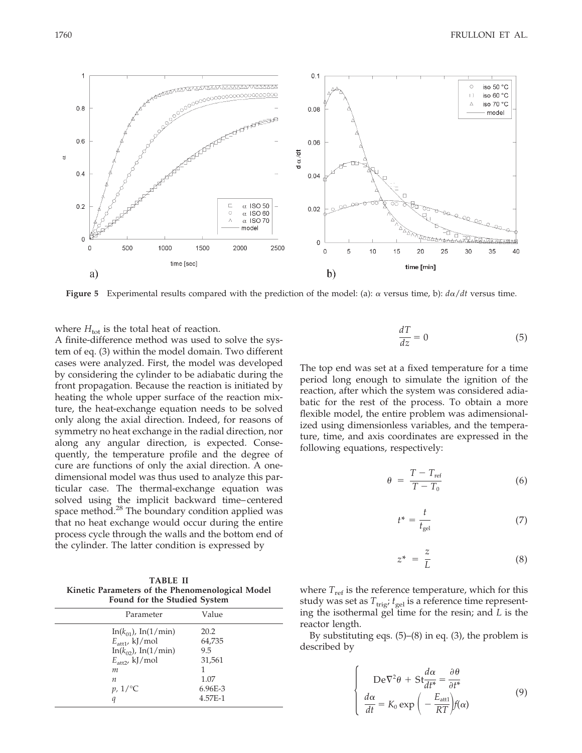Figure 5 Experimental results compared with the prediction of the model: (a): $\alpha$ versus time, b): $d\alpha/dt$ versus time.

where $H_{tot}$ is the total heat of reaction.

A finite-difference method was used to solve the system of eq. (3) within the model domain. Two different cases were analyzed. First, the model was developed by considering the cylinder to be adiabatic during the front propagation. Because the reaction is initiated by heating the whole upper surface of the reaction mixture, the heat-exchange equation needs to be solved only along the axial direction. Indeed, for reasons of symmetry no heat exchange in the radial direction, nor along any angular direction, is expected. Consequently, the temperature profile and the degree of cure are functions of only the axial direction. A one-dimensional model was thus used to analyze this particular case. The thermal-exchange equation was solved using the implicit backward time–centered space method.[28] The boundary condition applied was that no heat exchange would occur during the entire process cycle through the walls and the bottom end of the cylinder. The latter condition is expressed by

**TABLE II**
**Kinetic Parameters of the Phenomenological Model Found for the Studied System**

| Parameter | Value |
|---|---|
| $\ln(k_{01})$, $\ln(1/\text{min})$ | 20.2 |
| $E_{att1}$, kJ/mol | 64,735 |
| $\ln(k_{02})$, $\ln(1/\text{min})$ | 9.5 |
| $E_{att2}$, kJ/mol | 31,561 |
| $m$ | 1 |
| $n$ | 1.07 |
| $p$, 1/°C | 6.96E-3 |
| $q$ | 4.57E-1 |

$$\frac{dT}{dz} = 0 \tag{5}$$

The top end was set at a fixed temperature for a time period long enough to simulate the ignition of the reaction, after which the system was considered adiabatic for the rest of the process. To obtain a more flexible model, the entire problem was adimensionalized using dimensionless variables, and the temperature, time, and axis coordinates are expressed in the following equations, respectively:

$$\theta = \frac{T - T_{ref}}{T - T_0} \tag{6}$$

$$t^* = \frac{t}{t_{gel}} \tag{7}$$

$$z^* = \frac{z}{L} \tag{8}$$

where $T_{ref}$ is the reference temperature, which for this study was set as $T_{trig}$; $t_{gel}$ is a reference time representing the isothermal gel time for the resin; and $L$ is the reactor length.

By substituting eqs. (5)–(8) in eq. (3), the problem is described by

$$\begin{cases} \text{De}\nabla^2\theta + \text{St}\dfrac{d\alpha}{dt^*} = \dfrac{\partial\theta}{\partial t^*} \\ \dfrac{d\alpha}{dt} = K_0 \exp\left(-\dfrac{E_{att1}}{RT}\right) f(\alpha) \end{cases} \tag{9}$$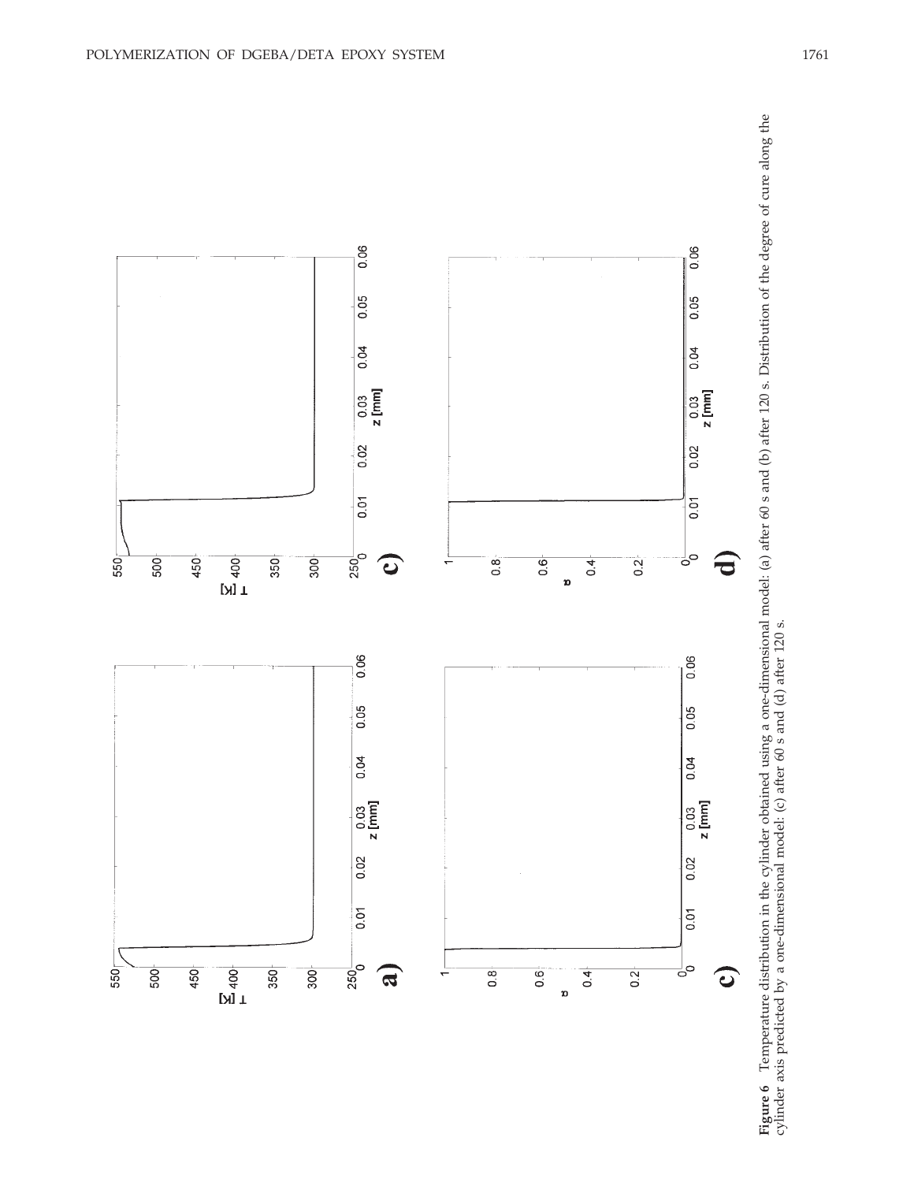**Figure 6** Temperature distribution in the cylinder obtained using a one-dimensional model: (a) after 60 s and (b) after 120 s. Distribution of the degree of cure along the cylinder axis predicted by a one-dimensional model: (c) after 60 s and (d) after 120 s.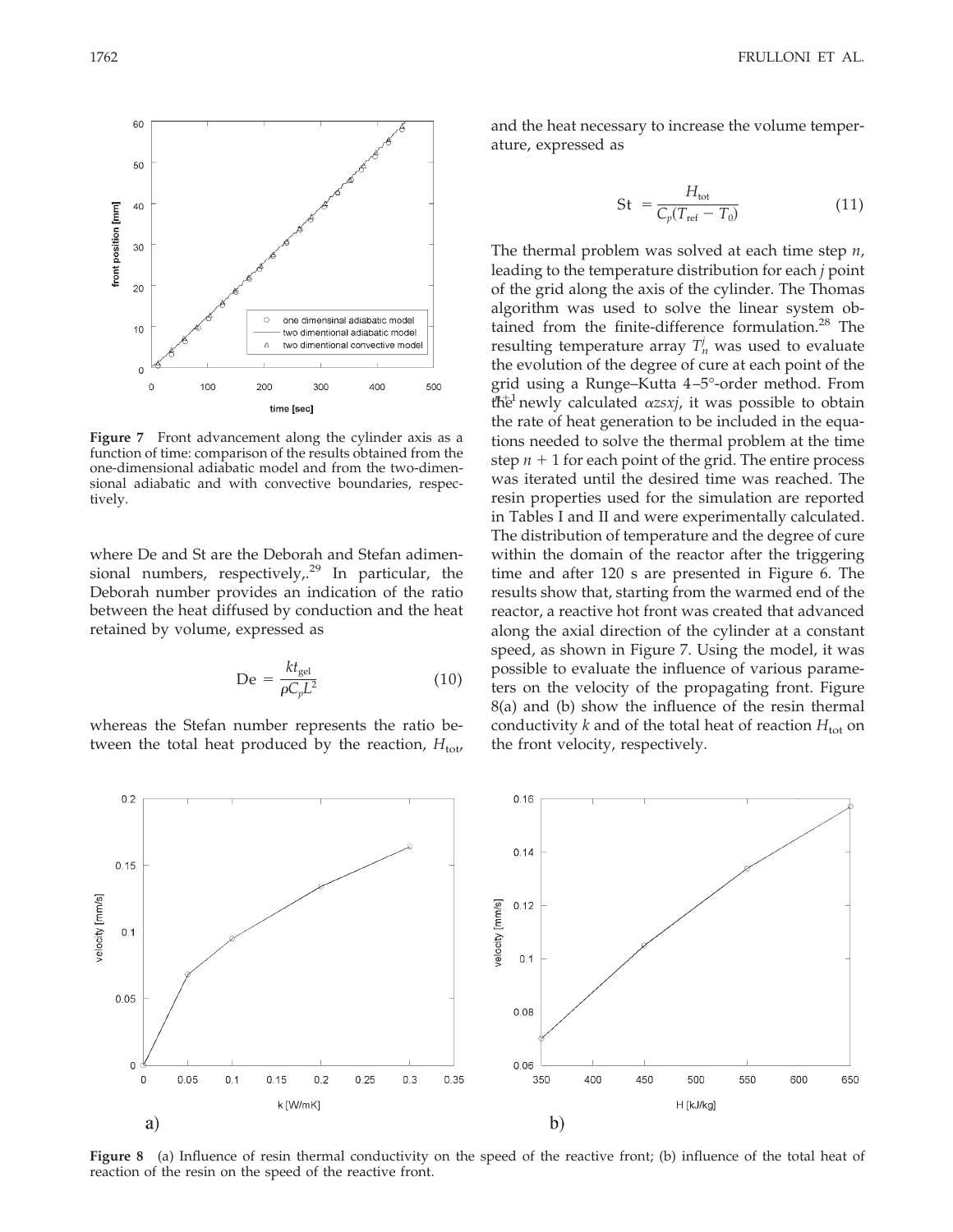Figure 7 Front advancement along the cylinder axis as a function of time: comparison of the results obtained from the one-dimensional adiabatic model and from the two-dimensional adiabatic and with convective boundaries, respectively.

where De and St are the Deborah and Stefan adimensional numbers, respectively,.[29] In particular, the Deborah number provides an indication of the ratio between the heat diffused by conduction and the heat retained by volume, expressed as

$$\mathrm{De} = \frac{k t_{\mathrm{gel}}}{\rho C_p L^2} \tag{10}$$

whereas the Stefan number represents the ratio between the total heat produced by the reaction, $H_{\mathrm{tot}}$, and the heat necessary to increase the volume temperature, expressed as

$$\mathrm{St} = \frac{H_{\mathrm{tot}}}{C_p (T_{\mathrm{ref}} - T_0)} \tag{11}$$

The thermal problem was solved at each time step $n$, leading to the temperature distribution for each $j$ point of the grid along the axis of the cylinder. The Thomas algorithm was used to solve the linear system obtained from the finite-difference formulation.[28] The resulting temperature array $T_n^j$ was used to evaluate the evolution of the degree of cure at each point of the grid using a Runge–Kutta 4–5°-order method. From the newly calculated $\alpha_{n+1}^{j}$, it was possible to obtain the rate of heat generation to be included in the equations needed to solve the thermal problem at the time step $n + 1$ for each point of the grid. The entire process was iterated until the desired time was reached. The resin properties used for the simulation are reported in Tables I and II and were experimentally calculated. The distribution of temperature and the degree of cure within the domain of the reactor after the triggering time and after 120 s are presented in Figure 6. The results show that, starting from the warmed end of the reactor, a reactive hot front was created that advanced along the axial direction of the cylinder at a constant speed, as shown in Figure 7. Using the model, it was possible to evaluate the influence of various parameters on the velocity of the propagating front. Figure 8(a) and (b) show the influence of the resin thermal conductivity $k$ and of the total heat of reaction $H_{\mathrm{tot}}$ on the front velocity, respectively.

Figure 8 (a) Influence of resin thermal conductivity on the speed of the reactive front; (b) influence of the total heat of reaction of the resin on the speed of the reactive front.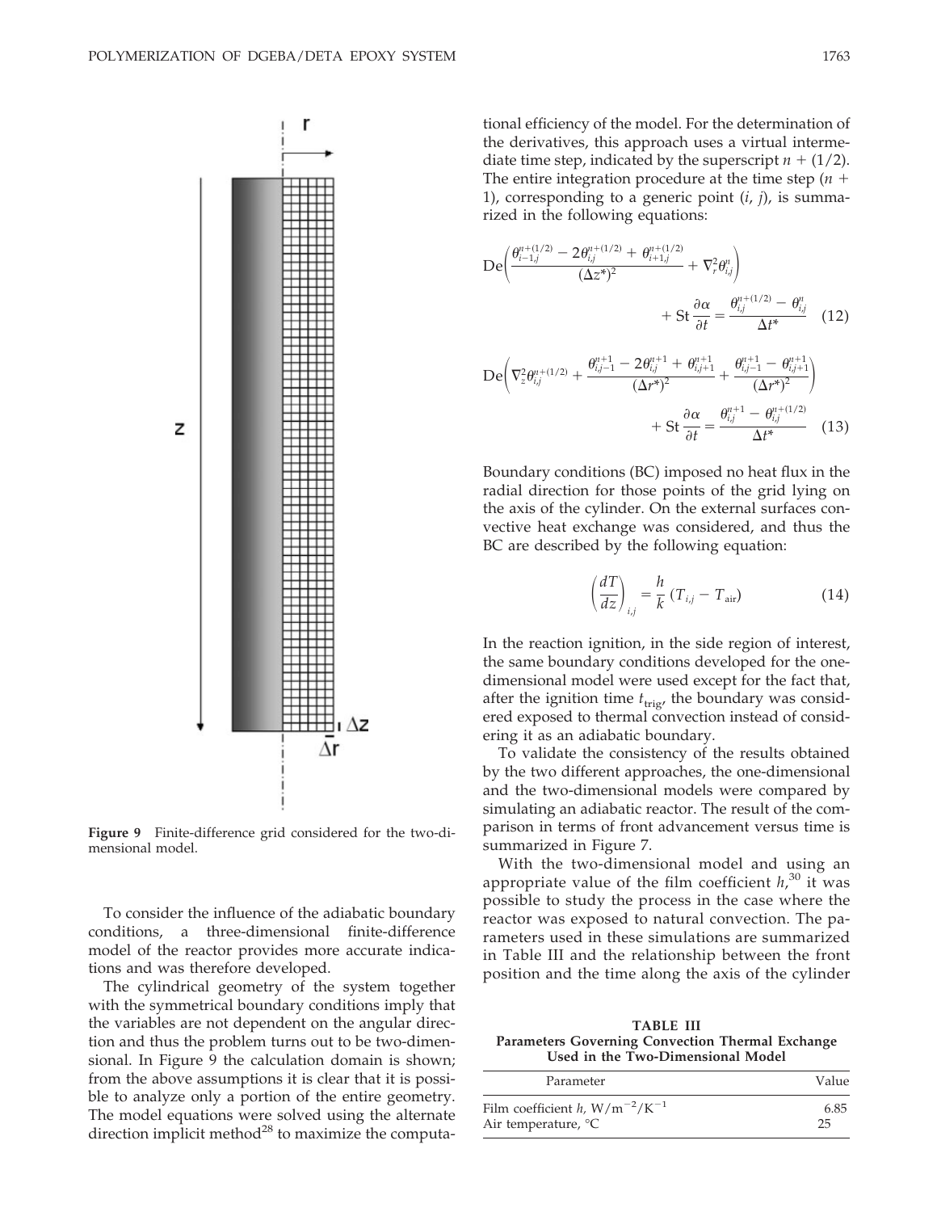Figure 9 Finite-difference grid considered for the two-dimensional model.

To consider the influence of the adiabatic boundary conditions, a three-dimensional finite-difference model of the reactor provides more accurate indications and was therefore developed.

The cylindrical geometry of the system together with the symmetrical boundary conditions imply that the variables are not dependent on the angular direction and thus the problem turns out to be two-dimensional. In Figure 9 the calculation domain is shown; from the above assumptions it is clear that it is possible to analyze only a portion of the entire geometry. The model equations were solved using the alternate direction implicit method[28] to maximize the computational efficiency of the model. For the determination of the derivatives, this approach uses a virtual intermediate time step, indicated by the superscript $n + (1/2)$. The entire integration procedure at the time step $(n + 1)$, corresponding to a generic point $(i, j)$, is summarized in the following equations:

$$\mathrm{De}\left(\frac{\theta_{i-1,j}^{n+(1/2)} - 2\theta_{i,j}^{n+(1/2)} + \theta_{i+1,j}^{n+(1/2)}}{(\Delta z^*)^2} + \nabla_r^2 \theta_{i,j}^n\right) + \mathrm{St}\,\frac{\partial \alpha}{\partial t} = \frac{\theta_{i,j}^{n+(1/2)} - \theta_{i,j}^n}{\Delta t^*} \quad (12)$$

$$\mathrm{De}\left(\nabla_z^2 \theta_{i,j}^{n+(1/2)} + \frac{\theta_{i,j-1}^{n+1} - 2\theta_{i,j}^{n+1} + \theta_{i,j+1}^{n+1}}{(\Delta r^*)^2} + \frac{\theta_{i,j-1}^{n+1} - \theta_{i,j+1}^{n+1}}{(\Delta r^*)^2}\right) + \mathrm{St}\,\frac{\partial \alpha}{\partial t} = \frac{\theta_{i,j}^{n+1} - \theta_{i,j}^{n+(1/2)}}{\Delta t^*} \quad (13)$$

Boundary conditions (BC) imposed no heat flux in the radial direction for those points of the grid lying on the axis of the cylinder. On the external surfaces convective heat exchange was considered, and thus the BC are described by the following equation:

$$\left(\frac{dT}{dz}\right)_{i,j} = \frac{h}{k}\,(T_{i,j} - T_{\mathrm{air}}) \quad (14)$$

In the reaction ignition, in the side region of interest, the same boundary conditions developed for the one-dimensional model were used except for the fact that, after the ignition time $t_{\mathrm{trig}}$, the boundary was considered exposed to thermal convection instead of considering it as an adiabatic boundary.

To validate the consistency of the results obtained by the two different approaches, the one-dimensional and the two-dimensional models were compared by simulating an adiabatic reactor. The result of the comparison in terms of front advancement versus time is summarized in Figure 7.

With the two-dimensional model and using an appropriate value of the film coefficient $h$,[30] it was possible to study the process in the case where the reactor was exposed to natural convection. The parameters used in these simulations are summarized in Table III and the relationship between the front position and the time along the axis of the cylinder

**TABLE III**
**Parameters Governing Convection Thermal Exchange Used in the Two-Dimensional Model**

| Parameter | Value |
|---|---|
| Film coefficient $h$, $\mathrm{W/m^{-2}/K^{-1}}$ | 6.85 |
| Air temperature, °C | 25 |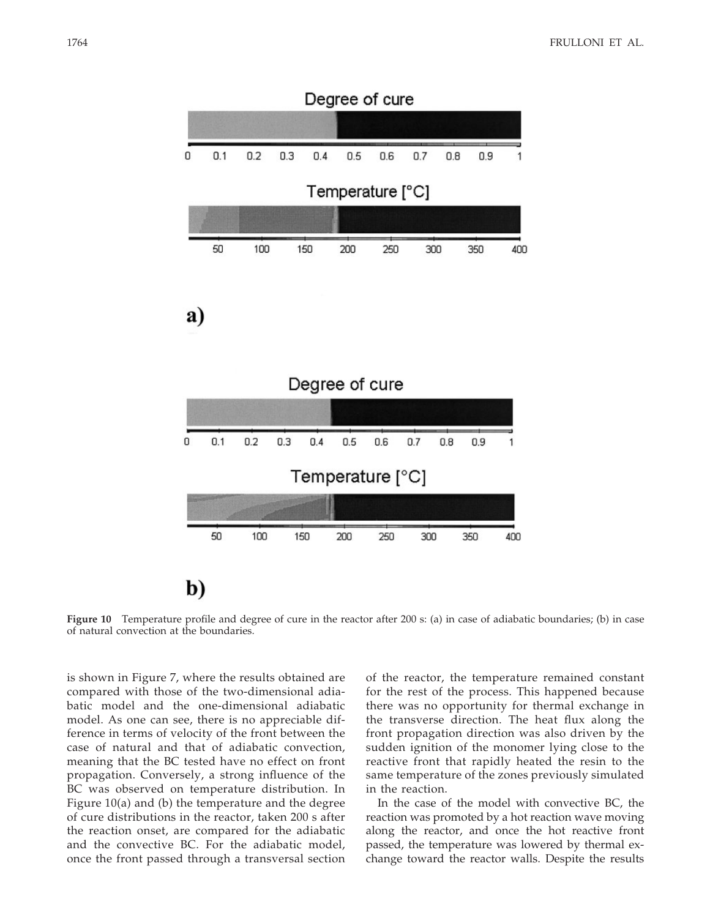**Figure 10** Temperature profile and degree of cure in the reactor after 200 s: (a) in case of adiabatic boundaries; (b) in case of natural convection at the boundaries.

is shown in Figure 7, where the results obtained are compared with those of the two-dimensional adiabatic model and the one-dimensional adiabatic model. As one can see, there is no appreciable difference in terms of velocity of the front between the case of natural and that of adiabatic convection, meaning that the BC tested have no effect on front propagation. Conversely, a strong influence of the BC was observed on temperature distribution. In Figure 10(a) and (b) the temperature and the degree of cure distributions in the reactor, taken 200 s after the reaction onset, are compared for the adiabatic and the convective BC. For the adiabatic model, once the front passed through a transversal section of the reactor, the temperature remained constant for the rest of the process. This happened because there was no opportunity for thermal exchange in the transverse direction. The heat flux along the front propagation direction was also driven by the sudden ignition of the monomer lying close to the reactive front that rapidly heated the resin to the same temperature of the zones previously simulated in the reaction.

In the case of the model with convective BC, the reaction was promoted by a hot reaction wave moving along the reactor, and once the hot reactive front passed, the temperature was lowered by thermal exchange toward the reactor walls. Despite the results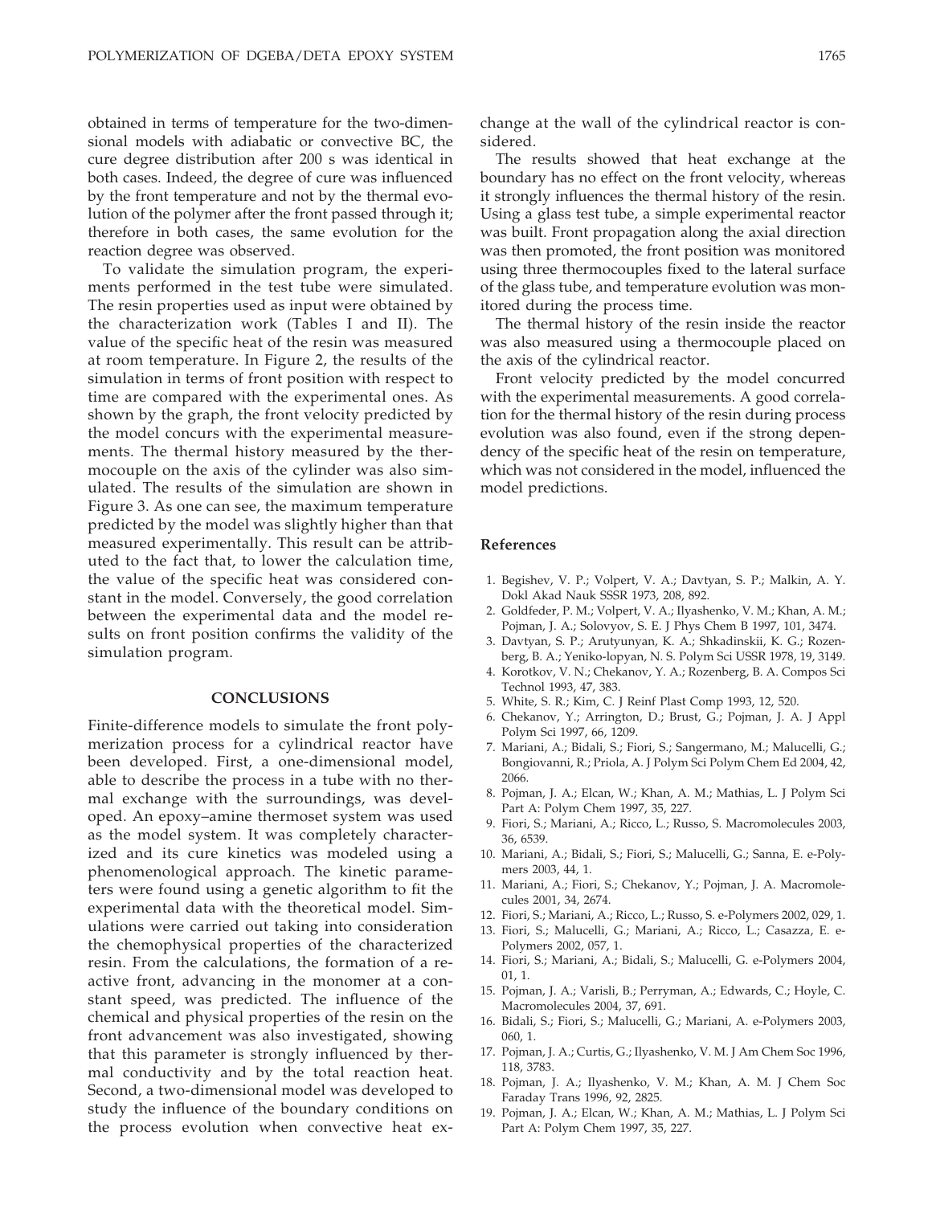obtained in terms of temperature for the two-dimensional models with adiabatic or convective BC, the cure degree distribution after 200 s was identical in both cases. Indeed, the degree of cure was influenced by the front temperature and not by the thermal evolution of the polymer after the front passed through it; therefore in both cases, the same evolution for the reaction degree was observed.

To validate the simulation program, the experiments performed in the test tube were simulated. The resin properties used as input were obtained by the characterization work (Tables I and II). The value of the specific heat of the resin was measured at room temperature. In Figure 2, the results of the simulation in terms of front position with respect to time are compared with the experimental ones. As shown by the graph, the front velocity predicted by the model concurs with the experimental measurements. The thermal history measured by the thermocouple on the axis of the cylinder was also simulated. The results of the simulation are shown in Figure 3. As one can see, the maximum temperature predicted by the model was slightly higher than that measured experimentally. This result can be attributed to the fact that, to lower the calculation time, the value of the specific heat was considered constant in the model. Conversely, the good correlation between the experimental data and the model results on front position confirms the validity of the simulation program.

## CONCLUSIONS

Finite-difference models to simulate the front polymerization process for a cylindrical reactor have been developed. First, a one-dimensional model, able to describe the process in a tube with no thermal exchange with the surroundings, was developed. An epoxy–amine thermoset system was used as the model system. It was completely characterized and its cure kinetics was modeled using a phenomenological approach. The kinetic parameters were found using a genetic algorithm to fit the experimental data with the theoretical model. Simulations were carried out taking into consideration the chemophysical properties of the characterized resin. From the calculations, the formation of a reactive front, advancing in the monomer at a constant speed, was predicted. The influence of the chemical and physical properties of the resin on the front advancement was also investigated, showing that this parameter is strongly influenced by thermal conductivity and by the total reaction heat. Second, a two-dimensional model was developed to study the influence of the boundary conditions on the process evolution when convective heat exchange at the wall of the cylindrical reactor is considered.

The results showed that heat exchange at the boundary has no effect on the front velocity, whereas it strongly influences the thermal history of the resin. Using a glass test tube, a simple experimental reactor was built. Front propagation along the axial direction was then promoted, the front position was monitored using three thermocouples fixed to the lateral surface of the glass tube, and temperature evolution was monitored during the process time.

The thermal history of the resin inside the reactor was also measured using a thermocouple placed on the axis of the cylindrical reactor.

Front velocity predicted by the model concurred with the experimental measurements. A good correlation for the thermal history of the resin during process evolution was also found, even if the strong dependency of the specific heat of the resin on temperature, which was not considered in the model, influenced the model predictions.

### References

1. Begishev, V. P.; Volpert, V. A.; Davtyan, S. P.; Malkin, A. Y. Dokl Akad Nauk SSSR 1973, 208, 892.
2. Goldfeder, P. M.; Volpert, V. A.; Ilyashenko, V. M.; Khan, A. M.; Pojman, J. A.; Solovyov, S. E. J Phys Chem B 1997, 101, 3474.
3. Davtyan, S. P.; Arutyunyan, K. A.; Shkadinskii, K. G.; Rozenberg, B. A.; Yeniko-lopyan, N. S. Polym Sci USSR 1978, 19, 3149.
4. Korotkov, V. N.; Chekanov, Y. A.; Rozenberg, B. A. Compos Sci Technol 1993, 47, 383.
5. White, S. R.; Kim, C. J Reinf Plast Comp 1993, 12, 520.
6. Chekanov, Y.; Arrington, D.; Brust, G.; Pojman, J. A. J Appl Polym Sci 1997, 66, 1209.
7. Mariani, A.; Bidali, S.; Fiori, S.; Sangermano, M.; Malucelli, G.; Bongiovanni, R.; Priola, A. J Polym Sci Polym Chem Ed 2004, 42, 2066.
8. Pojman, J. A.; Elcan, W.; Khan, A. M.; Mathias, L. J Polym Sci Part A: Polym Chem 1997, 35, 227.
9. Fiori, S.; Mariani, A.; Ricco, L.; Russo, S. Macromolecules 2003, 36, 6539.
10. Mariani, A.; Bidali, S.; Fiori, S.; Malucelli, G.; Sanna, E. e-Polymers 2003, 44, 1.
11. Mariani, A.; Fiori, S.; Chekanov, Y.; Pojman, J. A. Macromolecules 2001, 34, 2674.
12. Fiori, S.; Mariani, A.; Ricco, L.; Russo, S. e-Polymers 2002, 029, 1.
13. Fiori, S.; Malucelli, G.; Mariani, A.; Ricco, L.; Casazza, E. e-Polymers 2002, 057, 1.
14. Fiori, S.; Mariani, A.; Bidali, S.; Malucelli, G. e-Polymers 2004, 01, 1.
15. Pojman, J. A.; Varisli, B.; Perryman, A.; Edwards, C.; Hoyle, C. Macromolecules 2004, 37, 691.
16. Bidali, S.; Fiori, S.; Malucelli, G.; Mariani, A. e-Polymers 2003, 060, 1.
17. Pojman, J. A.; Curtis, G.; Ilyashenko, V. M. J Am Chem Soc 1996, 118, 3783.
18. Pojman, J. A.; Ilyashenko, V. M.; Khan, A. M. J Chem Soc Faraday Trans 1996, 92, 2825.
19. Pojman, J. A.; Elcan, W.; Khan, A. M.; Mathias, L. J Polym Sci Part A: Polym Chem 1997, 35, 227.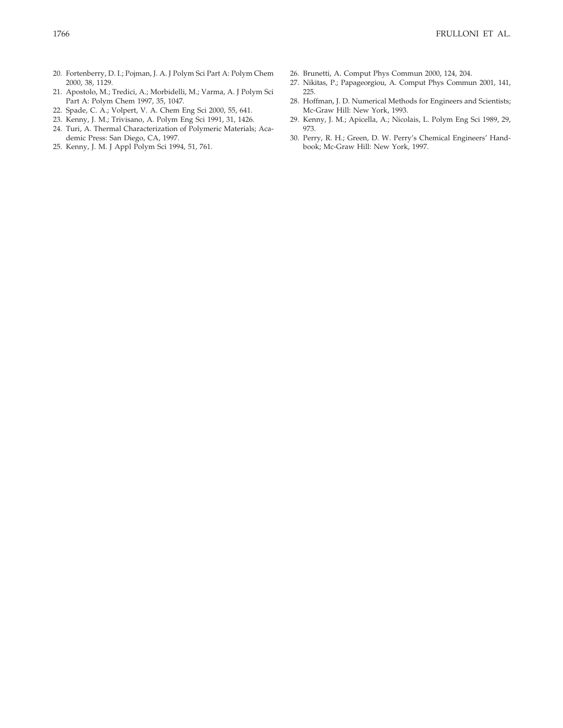20. Fortenberry, D. I.; Pojman, J. A. J Polym Sci Part A: Polym Chem 2000, 38, 1129.
21. Apostolo, M.; Tredici, A.; Morbidelli, M.; Varma, A. J Polym Sci Part A: Polym Chem 1997, 35, 1047.
22. Spade, C. A.; Volpert, V. A. Chem Eng Sci 2000, 55, 641.
23. Kenny, J. M.; Trivisano, A. Polym Eng Sci 1991, 31, 1426.
24. Turi, A. Thermal Characterization of Polymeric Materials; Academic Press: San Diego, CA, 1997.
25. Kenny, J. M. J Appl Polym Sci 1994, 51, 761.
26. Brunetti, A. Comput Phys Commun 2000, 124, 204.
27. Nikitas, P.; Papageorgiou, A. Comput Phys Commun 2001, 141, 225.
28. Hoffman, J. D. Numerical Methods for Engineers and Scientists; Mc-Graw Hill: New York, 1993.
29. Kenny, J. M.; Apicella, A.; Nicolais, L. Polym Eng Sci 1989, 29, 973.
30. Perry, R. H.; Green, D. W. Perry's Chemical Engineers' Handbook; Mc-Graw Hill: New York, 1997.